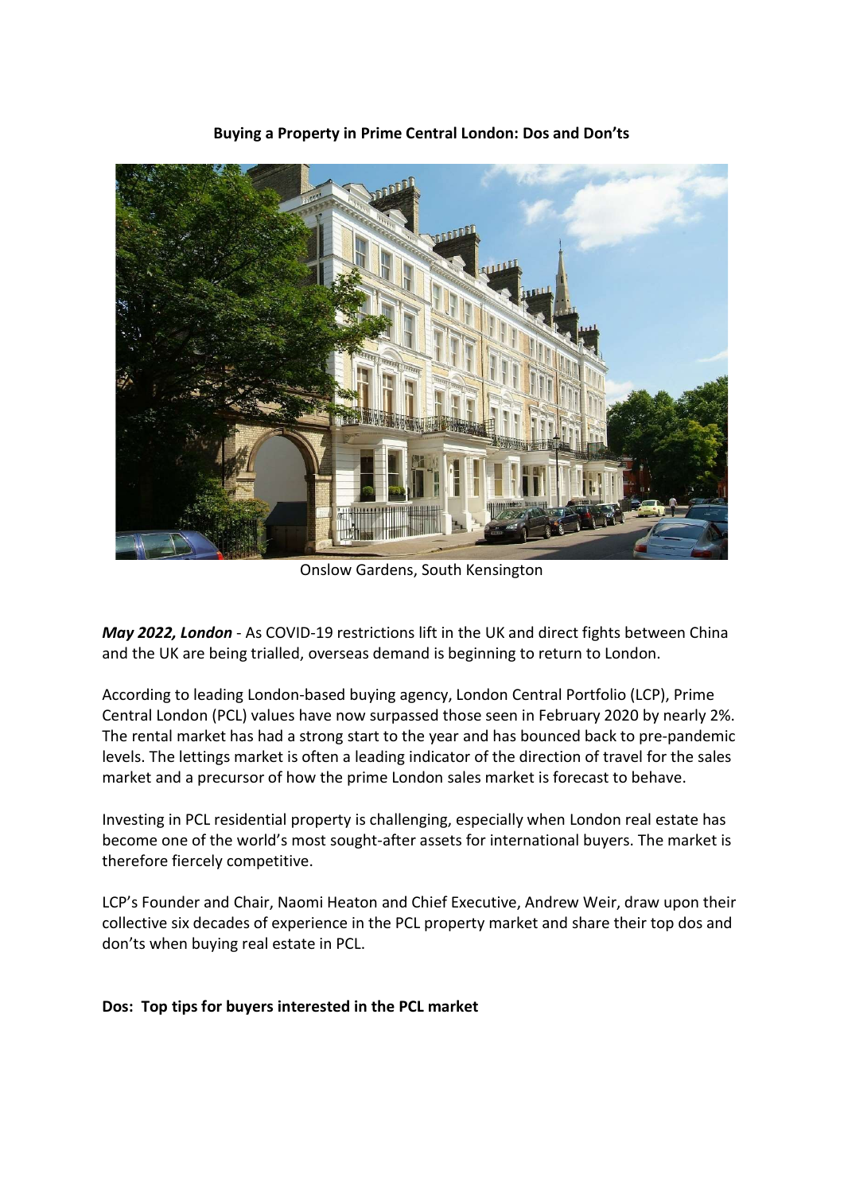**Buying a Property in Prime Central London: Dos and Don'ts**

Onslow Gardens, South Kensington

***May 2022, London*** - As COVID-19 restrictions lift in the UK and direct fights between China and the UK are being trialled, overseas demand is beginning to return to London.

According to leading London-based buying agency, London Central Portfolio (LCP), Prime Central London (PCL) values have now surpassed those seen in February 2020 by nearly 2%. The rental market has had a strong start to the year and has bounced back to pre-pandemic levels. The lettings market is often a leading indicator of the direction of travel for the sales market and a precursor of how the prime London sales market is forecast to behave.

Investing in PCL residential property is challenging, especially when London real estate has become one of the world's most sought-after assets for international buyers. The market is therefore fiercely competitive.

LCP's Founder and Chair, Naomi Heaton and Chief Executive, Andrew Weir, draw upon their collective six decades of experience in the PCL property market and share their top dos and don'ts when buying real estate in PCL.

**Dos: Top tips for buyers interested in the PCL market**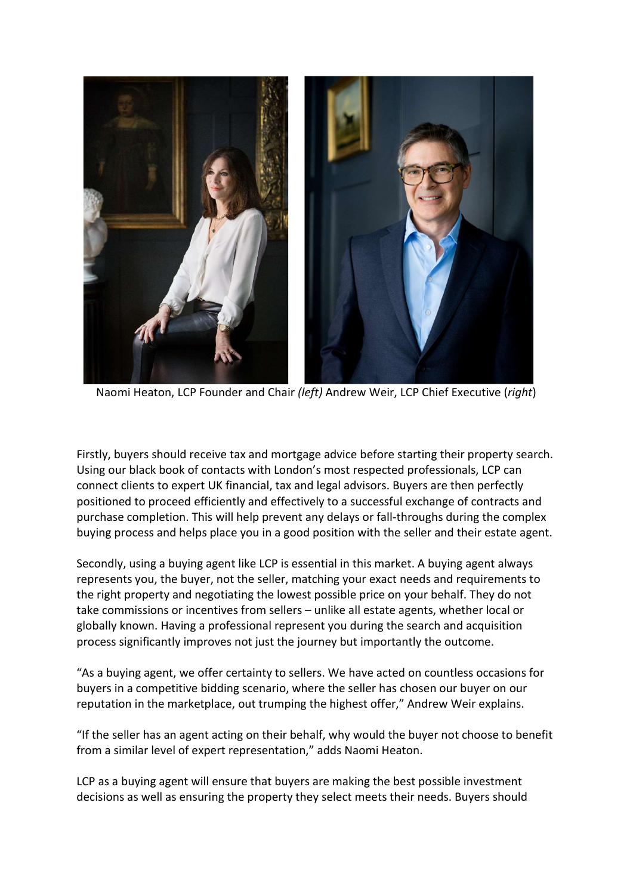Naomi Heaton, LCP Founder and Chair *(left)* Andrew Weir, LCP Chief Executive (*right*)

Firstly, buyers should receive tax and mortgage advice before starting their property search. Using our black book of contacts with London's most respected professionals, LCP can connect clients to expert UK financial, tax and legal advisors. Buyers are then perfectly positioned to proceed efficiently and effectively to a successful exchange of contracts and purchase completion. This will help prevent any delays or fall-throughs during the complex buying process and helps place you in a good position with the seller and their estate agent.

Secondly, using a buying agent like LCP is essential in this market. A buying agent always represents you, the buyer, not the seller, matching your exact needs and requirements to the right property and negotiating the lowest possible price on your behalf. They do not take commissions or incentives from sellers – unlike all estate agents, whether local or globally known. Having a professional represent you during the search and acquisition process significantly improves not just the journey but importantly the outcome.

"As a buying agent, we offer certainty to sellers. We have acted on countless occasions for buyers in a competitive bidding scenario, where the seller has chosen our buyer on our reputation in the marketplace, out trumping the highest offer," Andrew Weir explains.

"If the seller has an agent acting on their behalf, why would the buyer not choose to benefit from a similar level of expert representation," adds Naomi Heaton.

LCP as a buying agent will ensure that buyers are making the best possible investment decisions as well as ensuring the property they select meets their needs. Buyers should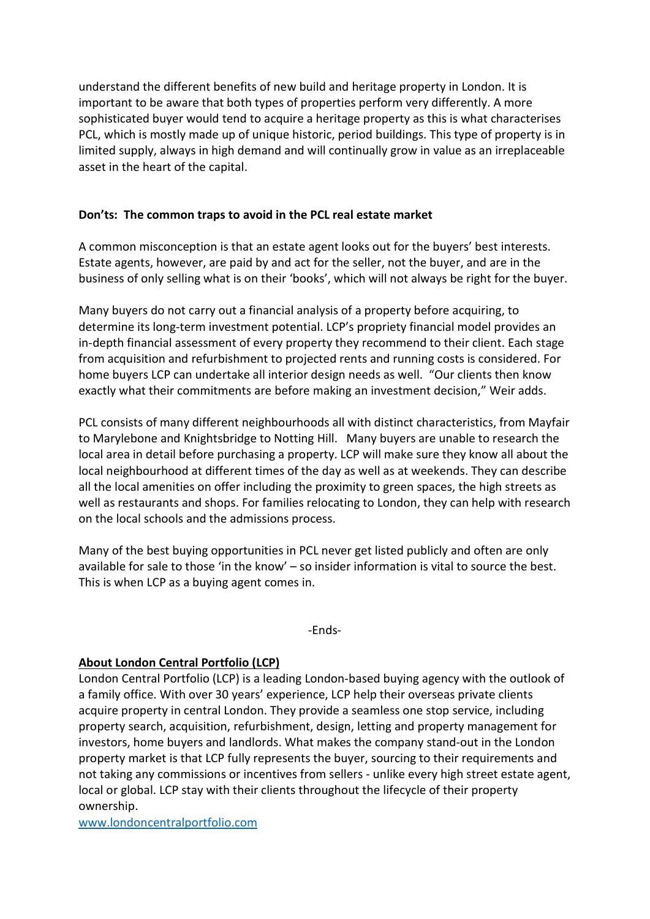understand the different benefits of new build and heritage property in London. It is important to be aware that both types of properties perform very differently. A more sophisticated buyer would tend to acquire a heritage property as this is what characterises PCL, which is mostly made up of unique historic, period buildings. This type of property is in limited supply, always in high demand and will continually grow in value as an irreplaceable asset in the heart of the capital.

**Don'ts: The common traps to avoid in the PCL real estate market**

A common misconception is that an estate agent looks out for the buyers' best interests. Estate agents, however, are paid by and act for the seller, not the buyer, and are in the business of only selling what is on their 'books', which will not always be right for the buyer.

Many buyers do not carry out a financial analysis of a property before acquiring, to determine its long-term investment potential. LCP's propriety financial model provides an in-depth financial assessment of every property they recommend to their client. Each stage from acquisition and refurbishment to projected rents and running costs is considered. For home buyers LCP can undertake all interior design needs as well. "Our clients then know exactly what their commitments are before making an investment decision," Weir adds.

PCL consists of many different neighbourhoods all with distinct characteristics, from Mayfair to Marylebone and Knightsbridge to Notting Hill. Many buyers are unable to research the local area in detail before purchasing a property. LCP will make sure they know all about the local neighbourhood at different times of the day as well as at weekends. They can describe all the local amenities on offer including the proximity to green spaces, the high streets as well as restaurants and shops. For families relocating to London, they can help with research on the local schools and the admissions process.

Many of the best buying opportunities in PCL never get listed publicly and often are only available for sale to those 'in the know' – so insider information is vital to source the best. This is when LCP as a buying agent comes in.

-Ends-

**About London Central Portfolio (LCP)**

London Central Portfolio (LCP) is a leading London-based buying agency with the outlook of a family office. With over 30 years' experience, LCP help their overseas private clients acquire property in central London. They provide a seamless one stop service, including property search, acquisition, refurbishment, design, letting and property management for investors, home buyers and landlords. What makes the company stand-out in the London property market is that LCP fully represents the buyer, sourcing to their requirements and not taking any commissions or incentives from sellers - unlike every high street estate agent, local or global. LCP stay with their clients throughout the lifecycle of their property ownership.

www.londoncentralportfolio.com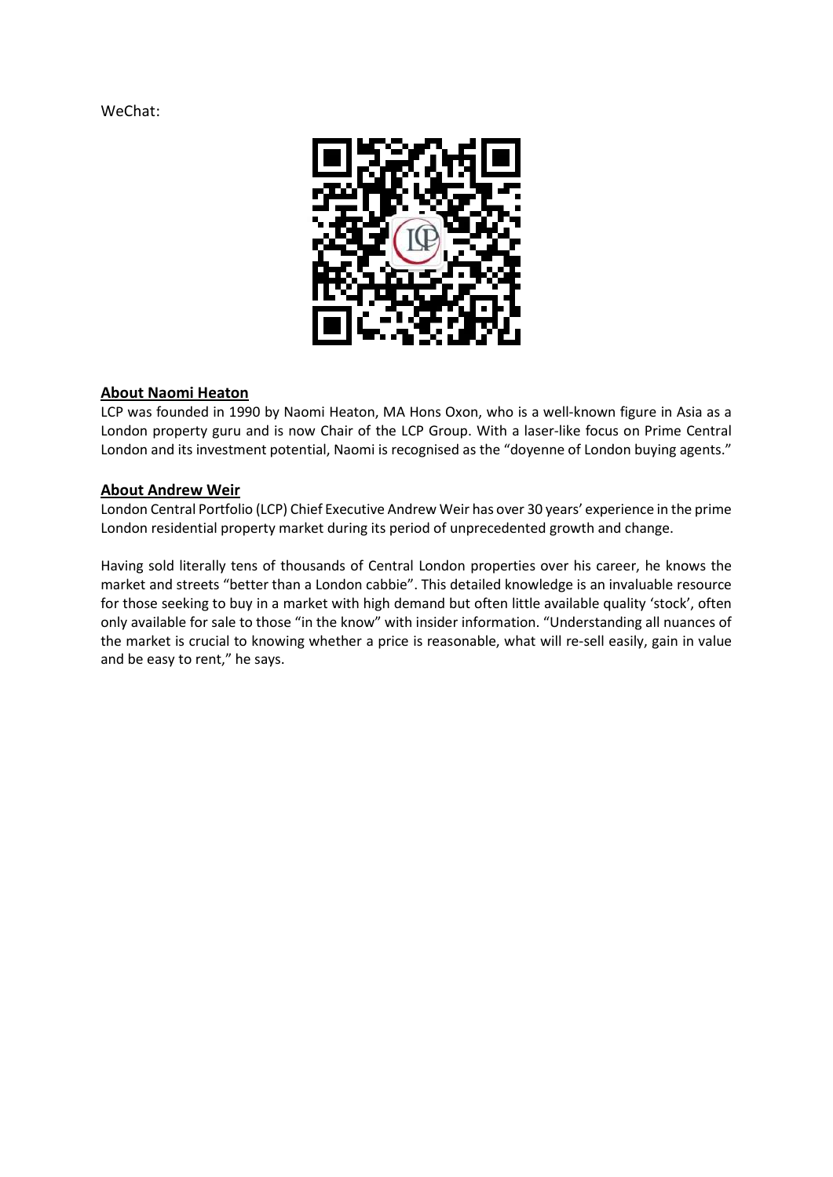WeChat:

**About Naomi Heaton**

LCP was founded in 1990 by Naomi Heaton, MA Hons Oxon, who is a well-known figure in Asia as a London property guru and is now Chair of the LCP Group. With a laser-like focus on Prime Central London and its investment potential, Naomi is recognised as the "doyenne of London buying agents."

**About Andrew Weir**

London Central Portfolio (LCP) Chief Executive Andrew Weir has over 30 years' experience in the prime London residential property market during its period of unprecedented growth and change.

Having sold literally tens of thousands of Central London properties over his career, he knows the market and streets "better than a London cabbie". This detailed knowledge is an invaluable resource for those seeking to buy in a market with high demand but often little available quality 'stock', often only available for sale to those "in the know" with insider information. "Understanding all nuances of the market is crucial to knowing whether a price is reasonable, what will re-sell easily, gain in value and be easy to rent," he says.